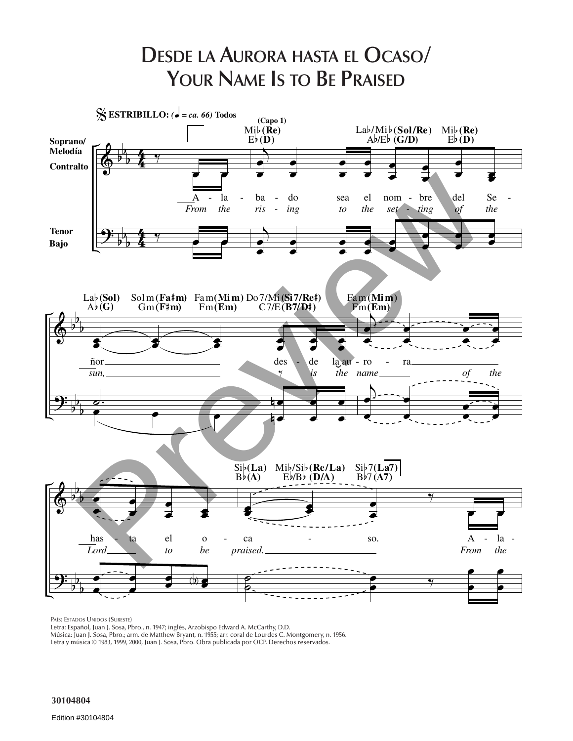# Desde la Aurora hasta el Ocaso/ Your Name Is to Be Praised

𝄋 **ESTRIBILLO:** *(♩ = ca. 66)* **Todos**

(Capo 1)

Mi♭(Re) E♭(D) — La♭/Mi♭(Sol/Re) A♭/E♭(G/D) — Mi♭(Re) E♭(D)

Soprano/Melodía, Contralto

A - la - ba - do sea el nom - bre del Se -
*From the ris - ing to the set - ting of the*

Tenor, Bajo

La♭(Sol) A♭(G) — Sol m(Fa♯m) Gm(F♯m) — Fa m(Mi m) Fm(Em) — Do 7/Mi(Si7/Re♯) C7/E(B7/D♯) — Fa m(Mi m) Fm(Em)

ñor des - de la au - ro - ra
*sun, is the name of the*

Si♭(La) B♭(A) — Mi♭/Si♭(Re/La) E♭/B♭(D/A) — Si♭7(La7) B♭7(A7)

has - ta el o - ca - so. A - la -
*Lord to be praised. From the*

País: Estados Unidos (Sureste)
Letra: Español, Juan J. Sosa, Pbro., n. 1947; inglés, Arzobispo Edward A. McCarthy, D.D.
Música: Juan J. Sosa, Pbro.; arm. de Matthew Bryant, n. 1955; arr. coral de Lourdes C. Montgomery, n. 1956.
Letra y música © 1983, 1999, 2000, Juan J. Sosa, Pbro. Obra publicada por OCP. Derechos reservados.

30104804

Edition #30104804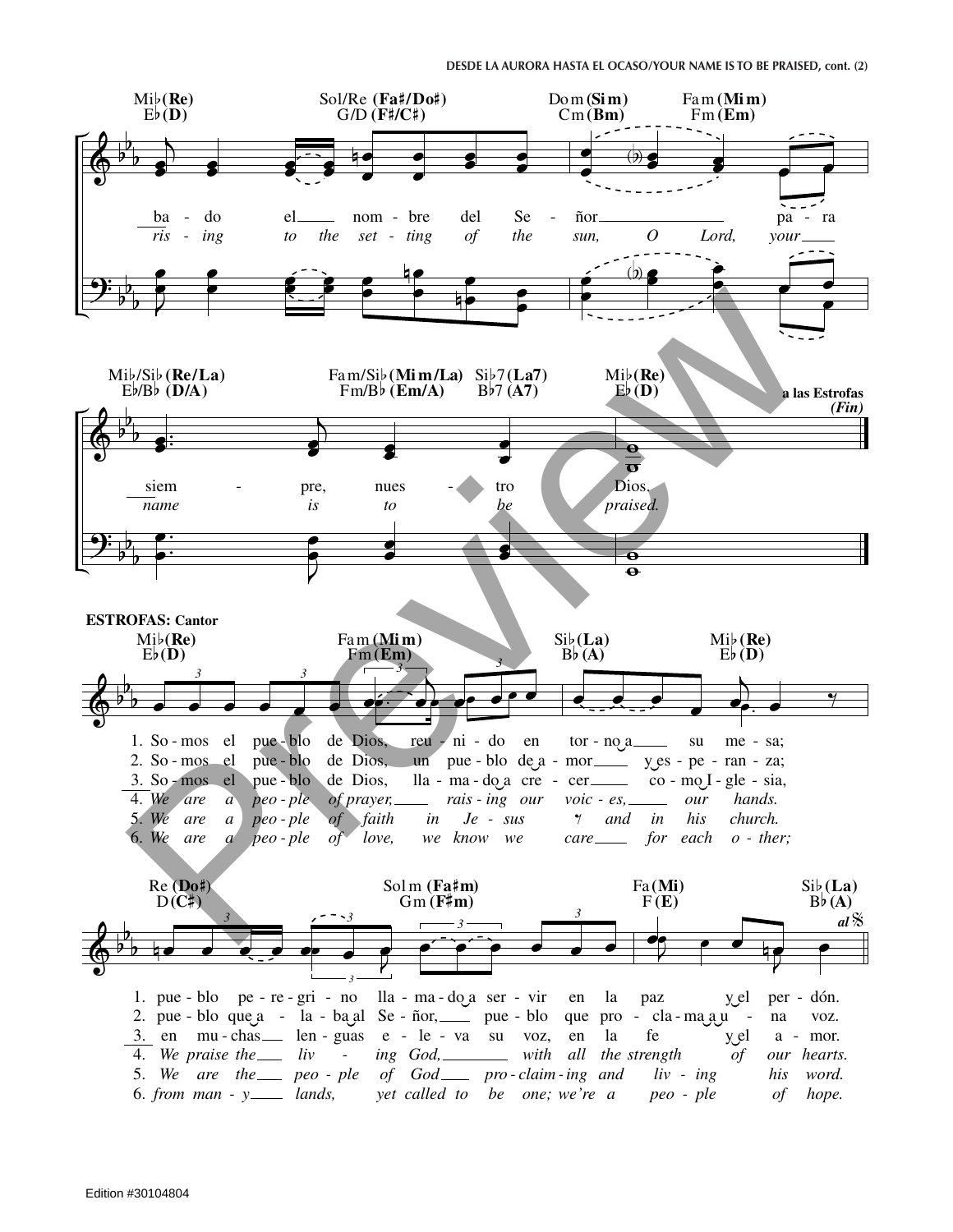Mi♭(Re) E♭(D) — Sol/Re (Fa♯/Do♯) G/D (F♯/C♯) — Do m (Si m) Cm (Bm) — Fa m (Mi m) Fm (Em)

ba - do el nom - bre del Se - ñor pa - ra
*ris - ing to the set - ting of the sun, O Lord, your*

Mi♭/Si♭ (Re/La) E♭/B♭ (D/A) — Fa m/Si♭ (Mi m/La) Fm/B♭ (Em/A) — Si♭7 (La7) B♭7 (A7) — Mi♭(Re) E♭(D)

**a las Estrofas** ***(Fin)***

siem - pre, nues - tro Dios.
*name is to be praised.*

**ESTROFAS: Cantor**

Mi♭(Re) E♭(D) — Fa m (Mi m) Fm (Em) — Si♭(La) B♭(A) — Mi♭(Re) E♭(D)

1. So - mos el pue - blo de Dios, reu - ni - do en tor - no a su me - sa;
2. So - mos el pue - blo de Dios, un pue - blo de a - mor y es - pe - ran - za;
3. So - mos el pue - blo de Dios, lla - ma - do a cre - cer co - mo I - gle - sia,
4. *We are a peo - ple of prayer, rais - ing our voic - es, our hands.*
5. *We are a peo - ple of faith in Je - sus and in his church.*
6. *We are a peo - ple of love, we know we care for each o - ther;*

Re (Do♯) D (C♯) — Sol m (Fa♯m) Gm (F♯m) — Fa (Mi) F (E) — Si♭(La) B♭(A) ***al*** 𝄋

1. pue - blo pe - re - gri - no lla - ma - do a ser - vir en la paz y el per - dón.
2. pue - blo que a - la - ba al Se - ñor, pue - blo que pro - cla - ma a u - na voz.
3. en mu - chas len - guas e - le - va su voz, en la fe y el a - mor.
4. *We praise the liv - ing God, with all the strength of our hearts.*
5. *We are the peo - ple of God pro - claim - ing and liv - ing his word.*
6. *from man - y lands, yet called to be one; we're a peo - ple of hope.*

Edition #30104804